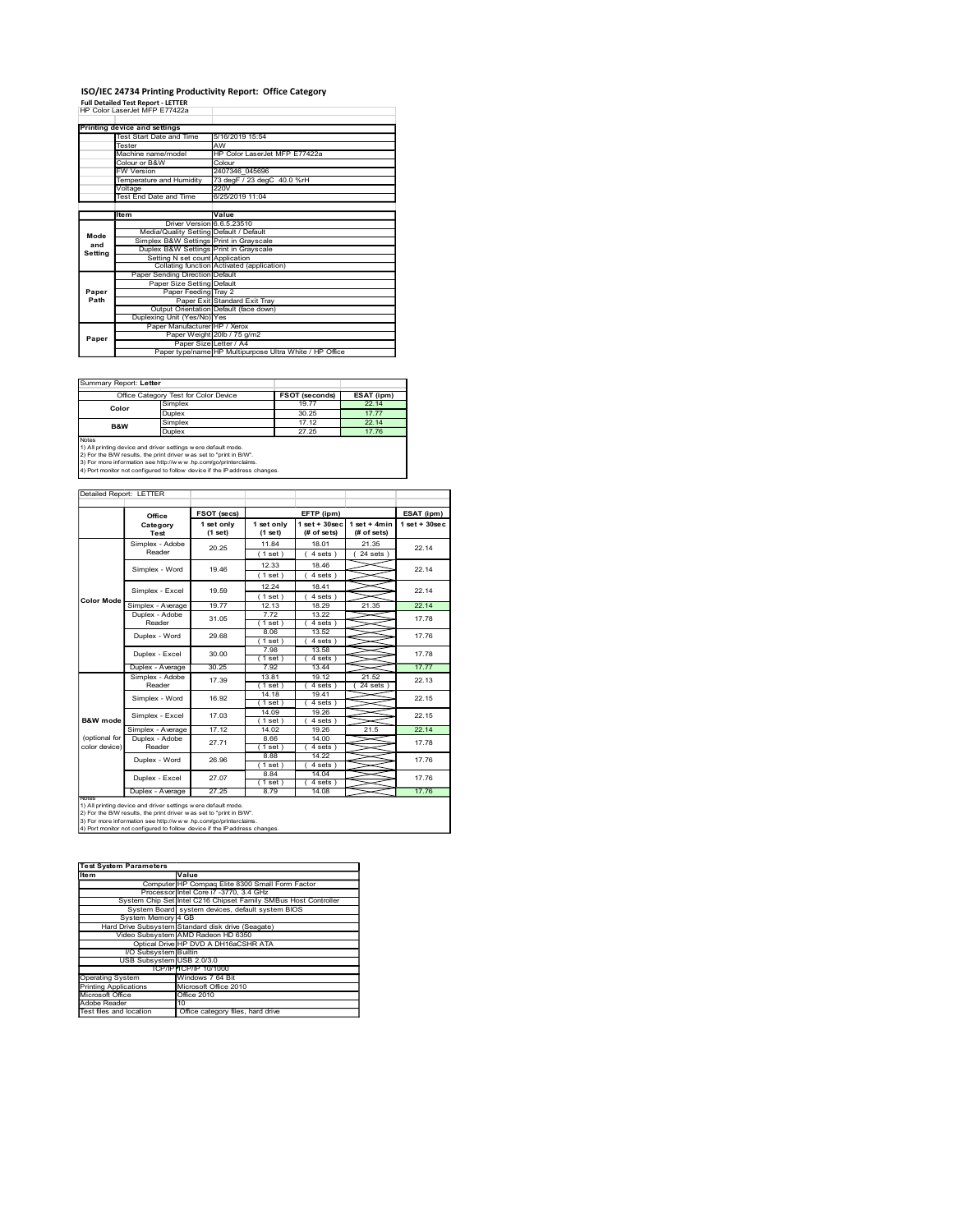# ISO/IEC 24734 Printing Productivity Report: Office Category

**Full Detailed Test Report - LETTER**

HP Color LaserJet MFP E77422a

| Printing device and settings | |
|---|---|
| Test Start Date and Time | 5/16/2019 15:54 |
| Tester | AW |
| Machine name/model | HP Color LaserJet MFP E77422a |
| Colour or B&W | Colour |
| FW Version | 2407346_045696 |
| Temperature and Humidity | 73 degF / 23 degC 40.0 %rH |
| Voltage | 220V |
| Test End Date and Time | 6/25/2019 11:04 |

| | Item | Value |
|---|---|---|
| Mode and Setting | Driver Version | 6.6.5.23510 |
| | Media/Quality Setting | Default / Default |
| | Simplex B&W Settings | Print in Grayscale |
| | Duplex B&W Settings | Print in Grayscale |
| | Setting N set count | Application |
| | Collating function | Activated (application) |
| Paper Path | Paper Sending Direction | Default |
| | Paper Size Setting | Default |
| | Paper Feeding | Tray 2 |
| | Paper Exit | Standard Exit Tray |
| | Output Orientation | Default (face down) |
| | Duplexing Unit (Yes/No) | Yes |
| Paper | Paper Manufacturer | HP / Xerox |
| | Paper Weight | 20lb / 75 g/m2 |
| | Paper Size | Letter / A4 |
| | Paper type/name | HP Multipurpose Ultra White / HP Office |

Summary Report: **Letter**

| Office Category Test for Color Device | | FSOT (seconds) | ESAT (ipm) |
|---|---|---|---|
| Color | Simplex | 19.77 | 22.14 |
| | Duplex | 30.25 | 17.77 |
| B&W | Simplex | 17.12 | 22.14 |
| | Duplex | 27.25 | 17.76 |

Notes
1) All printing device and driver settings were default mode.
2) For the B/W results, the print driver was set to "print in B/W".
3) For more information see http://www.hp.com/go/printerclaims.
4) Port monitor not configured to follow device if the IP address changes.

Detailed Report: LETTER

| | Office Category Test | FSOT (secs) 1 set only (1 set) | EFTP (ipm) 1 set only (1 set) | EFTP (ipm) 1 set + 30sec (# of sets) | EFTP (ipm) 1 set + 4min (# of sets) | ESAT (ipm) 1 set + 30sec |
|---|---|---|---|---|---|---|
| Color Mode | Simplex - Adobe Reader | 20.25 | 11.84 (1 set) | 18.01 (4 sets) | 21.35 (24 sets) | 22.14 |
| | Simplex - Word | 19.46 | 12.33 (1 set) | 18.46 (4 sets) | | 22.14 |
| | Simplex - Excel | 19.59 | 12.24 (1 set) | 18.41 (4 sets) | | 22.14 |
| | Simplex - Average | 19.77 | 12.13 | 18.29 | 21.35 | 22.14 |
| | Duplex - Adobe Reader | 31.05 | 7.72 (1 set) | 13.22 (4 sets) | | 17.78 |
| | Duplex - Word | 29.68 | 8.06 (1 set) | 13.52 (4 sets) | | 17.76 |
| | Duplex - Excel | 30.00 | 7.98 (1 set) | 13.58 (4 sets) | | 17.78 |
| | Duplex - Average | 30.25 | 7.92 | 13.44 | | 17.77 |
| B&W mode (optional for color device) | Simplex - Adobe Reader | 17.39 | 13.81 (1 set) | 19.12 (4 sets) | 21.52 (24 sets) | 22.13 |
| | Simplex - Word | 16.92 | 14.18 (1 set) | 19.41 (4 sets) | | 22.15 |
| | Simplex - Excel | 17.03 | 14.09 (1 set) | 19.26 (4 sets) | | 22.15 |
| | Simplex - Average | 17.12 | 14.02 | 19.26 | 21.5 | 22.14 |
| | Duplex - Adobe Reader | 27.71 | 8.66 (1 set) | 14.00 (4 sets) | | 17.78 |
| | Duplex - Word | 26.96 | 8.88 (1 set) | 14.22 (4 sets) | | 17.76 |
| | Duplex - Excel | 27.07 | 8.84 (1 set) | 14.04 (4 sets) | | 17.76 |
| | Duplex - Average | 27.25 | 8.79 | 14.08 | | 17.76 |

Notes
1) All printing device and driver settings were default mode.
2) For the B/W results, the print driver was set to "print in B/W".
3) For more information see http://www.hp.com/go/printerclaims.
4) Port monitor not configured to follow device if the IP address changes.

| Test System Parameters | |
|---|---|
| **Item** | **Value** |
| Computer | HP Compaq Elite 8300 Small Form Factor |
| Processor | Intel Core i7 -3770, 3.4 GHz |
| System Chip Set | Intel C216 Chipset Family SMBus Host Controller |
| System Board | system devices, default system BIOS |
| System Memory | 4 GB |
| Hard Drive Subsystem | Standard disk drive (Seagate) |
| Video Subsystem | AMD Radeon HD 6350 |
| Optical Drive | HP DVD A DH16aCSHR ATA |
| I/O Subsystem | Builtin |
| USB Subsystem | USB 2.0/3.0 |
| TCP/IP | TCP/IP 10/1000 |
| Operating System | Windows 7 64 Bit |
| Printing Applications | Microsoft Office 2010 |
| Microsoft Office | Office 2010 |
| Adobe Reader | 10 |
| Test files and location | Office category files, hard drive |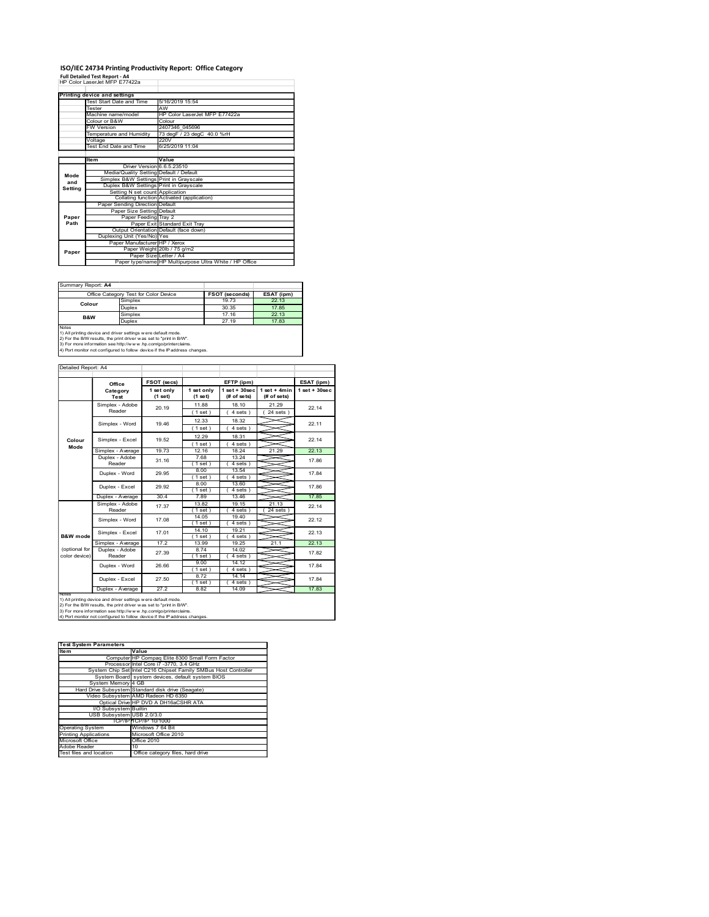# ISO/IEC 24734 Printing Productivity Report: Office Category

**Full Detailed Test Report - A4**

HP Color LaserJet MFP E77422a

| Printing device and settings | |
|---|---|
| Test Start Date and Time | 5/16/2019 15:54 |
| Tester | AW |
| Machine name/model | HP Color LaserJet MFP E77422a |
| Colour or B&W | Colour |
| FW Version | 2407346_045696 |
| Temperature and Humidity | 73 degF / 23 degC 40.0 %rH |
| Voltage | 220V |
| Test End Date and Time | 6/25/2019 11:04 |

| | Item | Value |
|---|---|---|
| Mode and Setting | Driver Version | 6.6.5.23510 |
| | Media/Quality Setting | Default / Default |
| | Simplex B&W Settings | Print in Grayscale |
| | Duplex B&W Settings | Print in Grayscale |
| | Setting N set count | Application |
| | Collating function | Activated (application) |
| Paper Path | Paper Sending Direction | Default |
| | Paper Size Setting | Default |
| | Paper Feeding | Tray 2 |
| | Paper Exit | Standard Exit Tray |
| | Output Orientation | Default (face down) |
| | Duplexing Unit (Yes/No) | Yes |
| Paper | Paper Manufacturer | HP / Xerox |
| | Paper Weight | 20lb / 75 g/m2 |
| | Paper Size | Letter / A4 |
| | Paper type/name | HP Multipurpose Ultra White / HP Office |

Summary Report: **A4**

| Office Category Test for Color Device | | FSOT (seconds) | ESAT (ipm) |
|---|---|---|---|
| Colour | Simplex | 19.73 | 22.13 |
| | Duplex | 30.35 | 17.85 |
| B&W | Simplex | 17.16 | 22.13 |
| | Duplex | 27.19 | 17.83 |

Notes
1) All printing device and driver settings were default mode.
2) For the B/W results, the print driver was set to "print in B/W".
3) For more information see http://www.hp.com/go/printerclaims.
4) Port monitor not configured to follow device if the IP address changes.

Detailed Report: A4

| | Office Category Test | FSOT (secs) 1 set only (1 set) | EFTP (ipm) 1 set only (1 set) | EFTP (ipm) 1 set + 30sec (# of sets) | EFTP (ipm) 1 set + 4min (# of sets) | ESAT (ipm) 1 set + 30sec |
|---|---|---|---|---|---|---|
| Colour Mode | Simplex - Adobe Reader | 20.19 | 11.88 (1 set) | 18.10 (4 sets) | 21.29 (24 sets) | 22.14 |
| | Simplex - Word | 19.46 | 12.33 (1 set) | 18.32 (4 sets) | | 22.11 |
| | Simplex - Excel | 19.52 | 12.29 (1 set) | 18.31 (4 sets) | | 22.14 |
| | Simplex - Average | 19.73 | 12.16 | 18.24 | 21.29 | 22.13 |
| | Duplex - Adobe Reader | 31.16 | 7.68 (1 set) | 13.24 (4 sets) | | 17.86 |
| | Duplex - Word | 29.95 | 8.00 (1 set) | 13.54 (4 sets) | | 17.84 |
| | Duplex - Excel | 29.92 | 8.00 (1 set) | 13.60 (4 sets) | | 17.86 |
| | Duplex - Average | 30.4 | 7.89 | 13.46 | | 17.85 |
| B&W mode (optional for color device) | Simplex - Adobe Reader | 17.37 | 13.82 (1 set) | 19.15 (4 sets) | 21.13 (24 sets) | 22.14 |
| | Simplex - Word | 17.08 | 14.05 (1 set) | 19.40 (4 sets) | | 22.12 |
| | Simplex - Excel | 17.01 | 14.10 (1 set) | 19.21 (4 sets) | | 22.13 |
| | Simplex - Average | 17.2 | 13.99 | 19.25 | 21.1 | 22.13 |
| | Duplex - Adobe Reader | 27.39 | 8.74 (1 set) | 14.02 (4 sets) | | 17.82 |
| | Duplex - Word | 26.66 | 9.00 (1 set) | 14.12 (4 sets) | | 17.84 |
| | Duplex - Excel | 27.50 | 8.72 (1 set) | 14.14 (4 sets) | | 17.84 |
| | Duplex - Average | 27.2 | 8.82 | 14.09 | | 17.83 |

Notes
1) All printing device and driver settings were default mode.
2) For the B/W results, the print driver was set to "print in B/W".
3) For more information see http://www.hp.com/go/printerclaims.
4) Port monitor not configured to follow device if the IP address changes.

| Test System Parameters | |
|---|---|
| **Item** | **Value** |
| Computer | HP Compaq Elite 8300 Small Form Factor |
| Processor | Intel Core i7 -3770, 3.4 GHz |
| System Chip Set | Intel C216 Chipset Family SMBus Host Controller |
| System Board | system devices, default system BIOS |
| System Memory | 4 GB |
| Hard Drive Subsystem | Standard disk drive (Seagate) |
| Video Subsystem | AMD Radeon HD 6350 |
| Optical Drive | HP DVD A DH16aCSHR ATA |
| I/O Subsystem | Builtin |
| USB Subsystem | USB 2.0/3.0 |
| TCP/IP | TCP/IP 10/1000 |
| Operating System | Windows 7 64 Bit |
| Printing Applications | Microsoft Office 2010 |
| Microsoft Office | Office 2010 |
| Adobe Reader | 10 |
| Test files and location | Office category files, hard drive |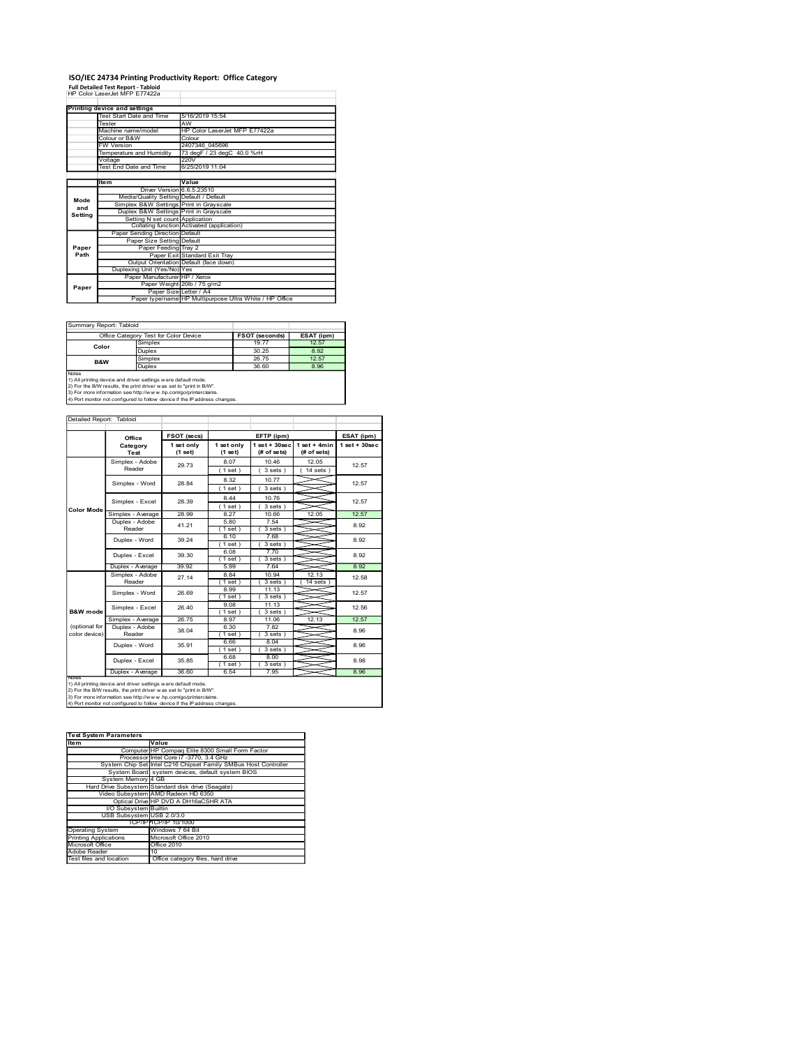# ISO/IEC 24734 Printing Productivity Report: Office Category

**Full Detailed Test Report - Tabloid**

HP Color LaserJet MFP E77422a

| Printing device and settings | |
|---|---|
| Test Start Date and Time | 5/16/2019 15:54 |
| Tester | AW |
| Machine name/model | HP Color LaserJet MFP E77422a |
| Colour or B&W | Colour |
| FW Version | 2407346_045696 |
| Temperature and Humidity | 73 degF / 23 degC 40.0 %rH |
| Voltage | 220V |
| Test End Date and Time | 6/25/2019 11:04 |

| | Item | Value |
|---|---|---|
| Mode and Setting | Driver Version | 6.6.5.23510 |
| | Media/Quality Setting | Default / Default |
| | Simplex B&W Settings | Print in Grayscale |
| | Duplex B&W Settings | Print in Grayscale |
| | Setting N set count | Application |
| | Collating function | Activated (application) |
| Paper Path | Paper Sending Direction | Default |
| | Paper Size Setting | Default |
| | Paper Feeding | Tray 2 |
| | Paper Exit | Standard Exit Tray |
| | Output Orientation | Default (face down) |
| | Duplexing Unit (Yes/No) | Yes |
| Paper | Paper Manufacturer | HP / Xerox |
| | Paper Weight | 20lb / 75 g/m2 |
| | Paper Size | Letter / A4 |
| | Paper type/name | HP Multipurpose Ultra White / HP Office |

Summary Report: Tabloid

| Office Category Test for Color Device | | FSOT (seconds) | ESAT (ipm) |
|---|---|---|---|
| Color | Simplex | 19.77 | 12.57 |
| | Duplex | 30.25 | 8.92 |
| B&W | Simplex | 26.75 | 12.57 |
| | Duplex | 36.60 | 8.96 |

Notes
1) All printing device and driver settings were default mode.
2) For the B/W results, the print driver was set to "print in B/W".
3) For more information see http://www.hp.com/go/printerclaims.
4) Port monitor not configured to follow device if the IP address changes.

Detailed Report: Tabloid

| | Office Category Test | FSOT (secs) 1 set only (1 set) | EFTP (ipm) 1 set only (1 set) | EFTP (ipm) 1 set + 30sec (# of sets) | EFTP (ipm) 1 set + 4min (# of sets) | ESAT (ipm) 1 set + 30sec |
|---|---|---|---|---|---|---|
| Color Mode | Simplex - Adobe Reader | 29.73 | 8.07 (1 set) | 10.46 (3 sets) | 12.05 (14 sets) | 12.57 |
| | Simplex - Word | 28.84 | 8.32 (1 set) | 10.77 (3 sets) | | 12.57 |
| | Simplex - Excel | 28.39 | 8.44 (1 set) | 10.76 (3 sets) | | 12.57 |
| | Simplex - Average | 28.99 | 8.27 | 10.66 | 12.05 | 12.57 |
| | Duplex - Adobe Reader | 41.21 | 5.80 (1 set) | 7.54 (3 sets) | | 8.92 |
| | Duplex - Word | 39.24 | 6.10 (1 set) | 7.68 (3 sets) | | 8.92 |
| | Duplex - Excel | 39.30 | 6.08 (1 set) | 7.70 (3 sets) | | 8.92 |
| | Duplex - Average | 39.92 | 5.99 | 7.64 | | 8.92 |
| B&W mode (optional for color device) | Simplex - Adobe Reader | 27.14 | 8.84 (1 set) | 10.94 (3 sets) | 12.13 (14 sets) | 12.58 |
| | Simplex - Word | 26.69 | 8.99 (1 set) | 11.13 (3 sets) | | 12.57 |
| | Simplex - Excel | 26.40 | 9.08 (1 set) | 11.13 (3 sets) | | 12.56 |
| | Simplex - Average | 26.75 | 8.97 | 11.06 | 12.13 | 12.57 |
| | Duplex - Adobe Reader | 38.04 | 6.30 (1 set) | 7.82 (3 sets) | | 8.96 |
| | Duplex - Word | 35.91 | 6.66 (1 set) | 8.04 (3 sets) | | 8.96 |
| | Duplex - Excel | 35.85 | 6.68 (1 set) | 8.00 (3 sets) | | 8.98 |
| | Duplex - Average | 36.60 | 6.54 | 7.95 | | 8.96 |

Notes
1) All printing device and driver settings were default mode.
2) For the B/W results, the print driver was set to "print in B/W".
3) For more information see http://www.hp.com/go/printerclaims.
4) Port monitor not configured to follow device if the IP address changes.

| Test System Parameters | |
|---|---|
| Item | Value |
| Computer | HP Compaq Elite 8300 Small Form Factor |
| Processor | Intel Core i7 -3770, 3.4 GHz |
| System Chip Set | Intel C216 Chipset Family SMBus Host Controller |
| System Board | system devices, default system BIOS |
| System Memory | 4 GB |
| Hard Drive Subsystem | Standard disk drive (Seagate) |
| Video Subsystem | AMD Radeon HD 6350 |
| Optical Drive | HP DVD A DH16aCSHR ATA |
| I/O Subsystem | Builtin |
| USB Subsystem | USB 2.0/3.0 |
| TCP/IP | TCP/IP 10/1000 |
| Operating System | Windows 7 64 Bit |
| Printing Applications | Microsoft Office 2010 |
| Microsoft Office | Office 2010 |
| Adobe Reader | 10 |
| Test files and location | Office category files, hard drive |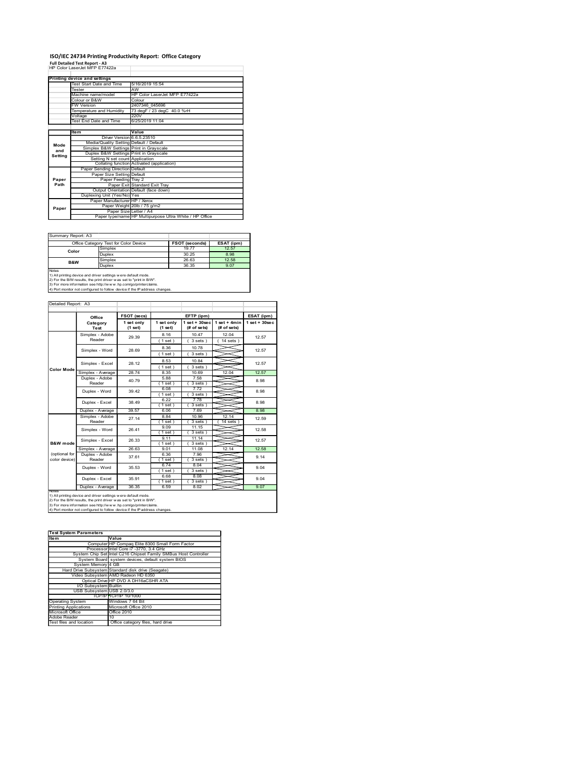# ISO/IEC 24734 Printing Productivity Report: Office Category

**Full Detailed Test Report - A3**

HP Color LaserJet MFP E77422a

| Printing device and settings | |
|---|---|
| Test Start Date and Time | 5/16/2019 15:54 |
| Tester | AW |
| Machine name/model | HP Color LaserJet MFP E77422a |
| Colour or B&W | Colour |
| FW Version | 2407346_045696 |
| Temperature and Humidity | 73 degF / 23 degC 40.0 %rH |
| Voltage | 220V |
| Test End Date and Time | 6/25/2019 11:04 |

| | Item | Value |
|---|---|---|
| Mode and Setting | Driver Version | 6.6.5.23510 |
| | Media/Quality Setting | Default / Default |
| | Simplex B&W Settings | Print in Grayscale |
| | Duplex B&W Settings | Print in Grayscale |
| | Setting N set count | Application |
| | Collating function | Activated (application) |
| Paper Path | Paper Sending Direction | Default |
| | Paper Size Setting | Default |
| | Paper Feeding | Tray 2 |
| | Paper Exit | Standard Exit Tray |
| | Output Orientation | Default (face down) |
| | Duplexing Unit (Yes/No) | Yes |
| Paper | Paper Manufacturer | HP / Xerox |
| | Paper Weight | 20lb / 75 g/m2 |
| | Paper Size | Letter / A4 |
| | Paper type/name | HP Multipurpose Ultra White / HP Office |

Summary Report: A3

| Office Category Test for Color Device | | FSOT (seconds) | ESAT (ipm) |
|---|---|---|---|
| Color | Simplex | 19.77 | 12.57 |
| | Duplex | 30.25 | 8.98 |
| B&W | Simplex | 26.63 | 12.58 |
| | Duplex | 36.35 | 9.07 |

Notes
1) All printing device and driver settings were default mode.
2) For the B/W results, the print driver was set to "print in B/W".
3) For more information see http://www.hp.com/go/printerclaims.
4) Port monitor not configured to follow device if the IP address changes.

Detailed Report: A3

| | Office Category Test | FSOT (secs) 1 set only (1 set) | EFTP (ipm) 1 set only (1 set) | EFTP (ipm) 1 set + 30sec (# of sets) | EFTP (ipm) 1 set + 4min (# of sets) | ESAT (ipm) 1 set + 30sec |
|---|---|---|---|---|---|---|
| Color Mode | Simplex - Adobe Reader | 29.39 | 8.16 (1 set) | 10.47 (3 sets) | 12.04 (14 sets) | 12.57 |
| | Simplex - Word | 28.69 | 8.36 (1 set) | 10.78 (3 sets) | | 12.57 |
| | Simplex - Excel | 28.12 | 8.53 (1 set) | 10.84 (3 sets) | | 12.57 |
| | Simplex - Average | 28.74 | 8.35 | 10.69 | 12.04 | 12.57 |
| | Duplex - Adobe Reader | 40.79 | 5.88 (1 set) | 7.58 (3 sets) | | 8.98 |
| | Duplex - Word | 39.42 | 6.08 (1 set) | 7.72 (3 sets) | | 8.98 |
| | Duplex - Excel | 38.49 | 6.22 (1 set) | 7.78 (3 sets) | | 8.98 |
| | Duplex - Average | 39.57 | 6.06 | 7.69 | | 8.98 |
| B&W mode (optional for color device) | Simplex - Adobe Reader | 27.14 | 8.84 (1 set) | 10.96 (3 sets) | 12.14 (14 sets) | 12.59 |
| | Simplex - Word | 26.41 | 9.09 (1 set) | 11.15 (3 sets) | | 12.58 |
| | Simplex - Excel | 26.33 | 9.11 (1 set) | 11.14 (3 sets) | | 12.57 |
| | Simplex - Average | 26.63 | 9.01 | 11.08 | 12.14 | 12.58 |
| | Duplex - Adobe Reader | 37.61 | 6.36 (1 set) | 7.96 (3 sets) | | 9.14 |
| | Duplex - Word | 35.53 | 6.74 (1 set) | 8.04 (3 sets) | | 9.04 |
| | Duplex - Excel | 35.91 | 6.68 (1 set) | 8.08 (3 sets) | | 9.04 |
| | Duplex - Average | 36.35 | 6.59 | 8.02 | | 9.07 |

Notes
1) All printing device and driver settings were default mode.
2) For the B/W results, the print driver was set to "print in B/W".
3) For more information see http://www.hp.com/go/printerclaims.
4) Port monitor not configured to follow device if the IP address changes.

| Test System Parameters | |
|---|---|
| Item | Value |
| Computer | HP Compaq Elite 8300 Small Form Factor |
| Processor | Intel Core i7 -3770, 3.4 GHz |
| System Chip Set | Intel C216 Chipset Family SMBus Host Controller |
| System Board | system devices, default system BIOS |
| System Memory | 4 GB |
| Hard Drive Subsystem | Standard disk drive (Seagate) |
| Video Subsystem | AMD Radeon HD 6350 |
| Optical Drive | HP DVD A DH16aCSHR ATA |
| I/O Subsystem | Builtin |
| USB Subsystem | USB 2.0/3.0 |
| TCP/IP | TCP/IP 10/1000 |
| Operating System | Windows 7 64 Bit |
| Printing Applications | Microsoft Office 2010 |
| Microsoft Office | Office 2010 |
| Adobe Reader | 10 |
| Test files and location | Office category files, hard drive |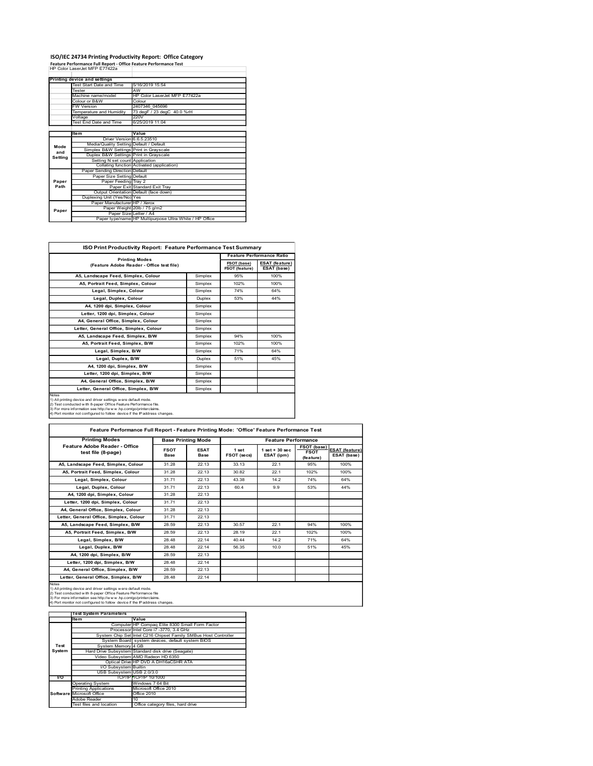# ISO/IEC 24734 Printing Productivity Report: Office Category

**Feature Performance Full Report - Office Feature Performance Test**

HP Color LaserJet MFP E77422a

| Printing device and settings | | |
|---|---|---|
| | Test Start Date and Time | 5/16/2019 15:54 |
| | Tester | AW |
| | Machine name/model | HP Color LaserJet MFP E77422a |
| | Colour or B&W | Colour |
| | FW Version | 2407346_045696 |
| | Temperature and Humidity | 73 degF / 23 degC 40.0 %rH |
| | Voltage | 220V |
| | Test End Date and Time | 6/25/2019 11:04 |

| | Item | Value |
|---|---|---|
| Mode and Setting | Driver Version | 6.6.5.23510 |
| | Media/Quality Setting | Default / Default |
| | Simplex B&W Settings | Print in Grayscale |
| | Duplex B&W Settings | Print in Grayscale |
| | Setting N set count | Application |
| | Collating function | Activated (application) |
| Paper Path | Paper Sending Direction | Default |
| | Paper Size Setting | Default |
| | Paper Feeding | Tray 2 |
| | Paper Exit | Standard Exit Tray |
| | Output Orientation | Default (face down) |
| | Duplexing Unit (Yes/No) | Yes |
| Paper | Paper Manufacturer | HP / Xerox |
| | Paper Weight | 20lb / 75 g/m2 |
| | Paper Size | Letter / A4 |
| | Paper type/name | HP Multipurpose Ultra White / HP Office |

## ISO Print Productivity Report: Feature Performance Test Summary

| Printing Modes (Feature Adobe Reader - Office test file) | | Feature Performance Ratio | |
|---|---|---|---|
| | | FSOT (base) / FSOT (feature) | ESAT (feature) / ESAT (base) |
| A5, Landscape Feed, Simplex, Colour | Simplex | 95% | 100% |
| A5, Portrait Feed, Simplex, Colour | Simplex | 102% | 100% |
| Legal, Simplex, Colour | Simplex | 74% | 64% |
| Legal, Duplex, Colour | Duplex | 53% | 44% |
| A4, 1200 dpi, Simplex, Colour | Simplex | | |
| Letter, 1200 dpi, Simplex, Colour | Simplex | | |
| A4, General Office, Simplex, Colour | Simplex | | |
| Letter, General Office, Simplex, Colour | Simplex | | |
| A5, Landscape Feed, Simplex, B/W | Simplex | 94% | 100% |
| A5, Portrait Feed, Simplex, B/W | Simplex | 102% | 100% |
| Legal, Simplex, B/W | Simplex | 71% | 64% |
| Legal, Duplex, B/W | Duplex | 51% | 45% |
| A4, 1200 dpi, Simplex, B/W | Simplex | | |
| Letter, 1200 dpi, Simplex, B/W | Simplex | | |
| A4, General Office, Simplex, B/W | Simplex | | |
| Letter, General Office, Simplex, B/W | Simplex | | |

Notes
1) All printing device and driver settings were default mode.
2) Test conducted with 8-paper Office Feature Performance file.
3) For more information see http://www.hp.com/go/printerclaims.
4) Port monitor not configured to follow device if the IP address changes.

## Feature Performance Full Report - Feature Printing Mode: 'Office' Feature Performance Test

| Printing Modes | Base Printing Mode | | Feature Performance | | | |
|---|---|---|---|---|---|---|
| Feature Adobe Reader - Office test file (8-page) | FSOT Base | ESAT Base | 1 set FSOT (secs) | 1 set + 30 sec ESAT (ipm) | FSOT (base) FSOT (feature) | ESAT (feature) ESAT (base) |
| A5, Landscape Feed, Simplex, Colour | 31.28 | 22.13 | 33.13 | 22.1 | 95% | 100% |
| A5, Portrait Feed, Simplex, Colour | 31.28 | 22.13 | 30.82 | 22.1 | 102% | 100% |
| Legal, Simplex, Colour | 31.71 | 22.13 | 43.38 | 14.2 | 74% | 64% |
| Legal, Duplex, Colour | 31.71 | 22.13 | 60.4 | 9.9 | 53% | 44% |
| A4, 1200 dpi, Simplex, Colour | 31.28 | 22.13 | | | | |
| Letter, 1200 dpi, Simplex, Colour | 31.71 | 22.13 | | | | |
| A4, General Office, Simplex, Colour | 31.28 | 22.13 | | | | |
| Letter, General Office, Simplex, Colour | 31.71 | 22.13 | | | | |
| A5, Landscape Feed, Simplex, B/W | 28.59 | 22.13 | 30.57 | 22.1 | 94% | 100% |
| A5, Portrait Feed, Simplex, B/W | 28.59 | 22.13 | 28.19 | 22.1 | 102% | 100% |
| Legal, Simplex, B/W | 28.48 | 22.14 | 40.44 | 14.2 | 71% | 64% |
| Legal, Duplex, B/W | 28.48 | 22.14 | 56.35 | 10.0 | 51% | 45% |
| A4, 1200 dpi, Simplex, B/W | 28.59 | 22.13 | | | | |
| Letter, 1200 dpi, Simplex, B/W | 28.48 | 22.14 | | | | |
| A4, General Office, Simplex, B/W | 28.59 | 22.13 | | | | |
| Letter, General Office, Simplex, B/W | 28.48 | 22.14 | | | | |

Notes
1) All printing device and driver settings were default mode.
2) Test conducted with 8-paper Office Feature Performance file
3) For more information see http://www.hp.com/go/printerclaims.
4) Port monitor not configured to follow device if the IP address changes.

| Test System Parameters | | |
|---|---|---|
| | Item | Value |
| Test System | Computer | HP Compaq Elite 8300 Small Form Factor |
| | Processor | Intel Core i7 -3770, 3.4 GHz |
| | System Chip Set | Intel C216 Chipset Family SMBus Host Controller |
| | System Board | system devices, default system BIOS |
| | System Memory | 4 GB |
| | Hard Drive Subsystem | Standard disk drive (Seagate) |
| | Video Subsystem | AMD Radeon HD 6350 |
| | Optical Drive | HP DVD A DH16aCSHR ATA |
| | I/O Subsystem | Builtin |
| | USB Subsystem | USB 2.0/3.0 |
| I/O | TCP/IP | TCP/IP 10/1000 |
| Software | Operating System | Windows 7 64 Bit |
| | Printing Applications | Microsoft Office 2010 |
| | Microsoft Office | Office 2010 |
| | Adobe Reader | 10 |
| | Test files and location | Office category files, hard drive |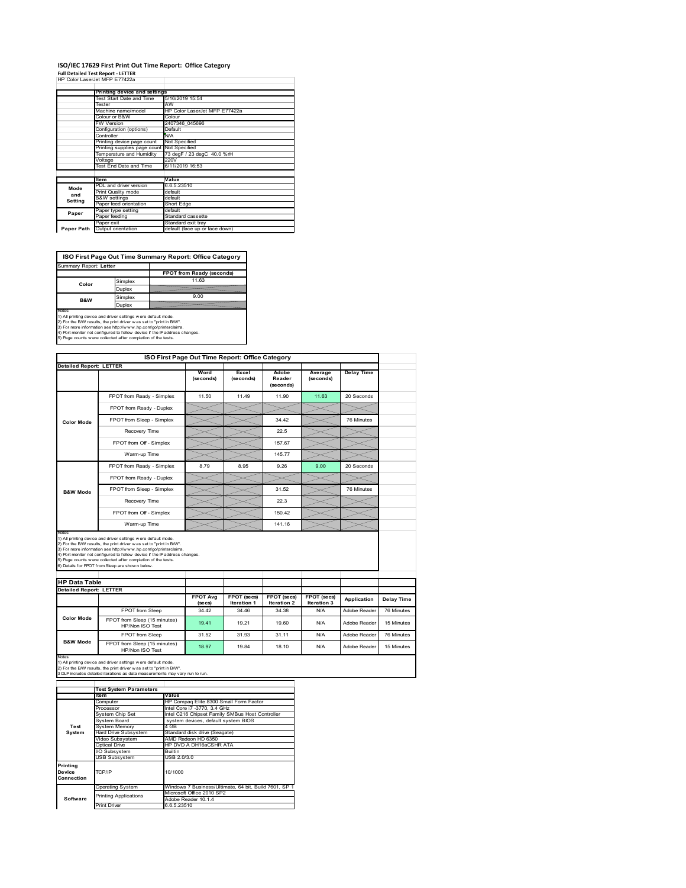# ISO/IEC 17629 First Print Out Time Report: Office Category

**Full Detailed Test Report - LETTER**

HP Color LaserJet MFP E77422a

| | Printing device and settings | |
|---|---|---|
| | Test Start Date and Time | 5/16/2019 15:54 |
| | Tester | AW |
| | Machine name/model | HP Color LaserJet MFP E77422a |
| | Colour or B&W | Colour |
| | FW Version | 2407346_045696 |
| | Configuration (options) | Default |
| | Controller | N/A |
| | Printing device page count | Not Specified |
| | Printing supplies page count | Not Specified |
| | Temperature and Humidity | 73 degF / 23 degC 40.0 %rH |
| | Voltage | 220V |
| | Test End Date and Time | 6/11/2019 16:53 |

| | Item | Value |
|---|---|---|
| Mode and Setting | PDL and driver version | 6.6.5.23510 |
| | Print Quality mode | default |
| | B&W settings | default |
| | Paper feed orientation | Short Edge |
| Paper | Paper type setting | default |
| | Paper feeding | Standard cassette |
| | Paper exit | Standard exit tray |
| Paper Path | Output orientation | default (face up or face down) |

**ISO First Page Out Time Summary Report: Office Category**

Summary Report: **Letter**

| | | FPOT from Ready (seconds) |
|---|---|---|
| Color | Simplex | 11.63 |
| | Duplex | |
| B&W | Simplex | 9.00 |
| | Duplex | |

Notes
1) All printing device and driver settings were default mode.
2) For the B/W results, the print driver was set to "print in B/W".
3) For more information see http://www.hp.com/go/printerclaims.
4) Port monitor not configured to follow device if the IP address changes.
5) Page counts were collected after completion of the tests.

**ISO First Page Out Time Report: Office Category**

Detailed Report: LETTER

| | | Word (seconds) | Excel (seconds) | Adobe Reader (seconds) | Average (seconds) | Delay Time |
|---|---|---|---|---|---|---|
| Color Mode | FPOT from Ready - Simplex | 11.50 | 11.49 | 11.90 | 11.63 | 20 Seconds |
| | FPOT from Ready - Duplex | | | | | |
| | FPOT from Sleep - Simplex | | | 34.42 | | 76 Minutes |
| | Recovery Time | | | 22.5 | | |
| | FPOT from Off - Simplex | | | 157.67 | | |
| | Warm-up Time | | | 145.77 | | |
| B&W Mode | FPOT from Ready - Simplex | 8.79 | 8.95 | 9.26 | 9.00 | 20 Seconds |
| | FPOT from Ready - Duplex | | | | | |
| | FPOT from Sleep - Simplex | | | 31.52 | | 76 Minutes |
| | Recovery Time | | | 22.3 | | |
| | FPOT from Off - Simplex | | | 150.42 | | |
| | Warm-up Time | | | 141.16 | | |

Notes
1) All printing device and driver settings were default mode.
2) For the B/W results, the print driver was set to "print in B/W".
3) For more information see http://www.hp.com/go/printerclaims.
4) Port monitor not configured to follow device if the IP address changes.
5) Page counts were collected after completion of the tests.
6) Details for FPOT from Sleep are shown below.

**HP Data Table**

Detailed Report: LETTER

| | | FPOT Avg (secs) | FPOT (secs) Iteration 1 | FPOT (secs) Iteration 2 | FPOT (secs) Iteration 3 | Application | Delay Time |
|---|---|---|---|---|---|---|---|
| Color Mode | FPOT from Sleep | 34.42 | 34.46 | 34.38 | N/A | Adobe Reader | 76 Minutes |
| | FPOT from Sleep (15 minutes) HP/Non ISO Test | 19.41 | 19.21 | 19.60 | N/A | Adobe Reader | 15 Minutes |
| B&W Mode | FPOT from Sleep | 31.52 | 31.93 | 31.11 | N/A | Adobe Reader | 76 Minutes |
| | FPOT from Sleep (15 minutes) HP/Non ISO Test | 18.97 | 19.84 | 18.10 | N/A | Adobe Reader | 15 Minutes |

Notes
1) All printing device and driver settings were default mode.
2) For the B/W results, the print driver was set to "print in B/W".
3 DLP includes detailed iterations as data measurements may vary run to run.

| | Test System Parameters | |
|---|---|---|
| | Item | Value |
| Test System | Computer | HP Compaq Elite 8300 Small Form Factor |
| | Processor | Intel Core i7 -3770, 3.4 GHz |
| | System Chip Set | Intel C216 Chipset Family SMBus Host Controller |
| | System Board | system devices, default system BIOS |
| | System Memory | 4 GB |
| | Hard Drive Subsystem | Standard disk drive (Seagate) |
| | Video Subsystem | AMD Radeon HD 6350 |
| | Optical Drive | HP DVD A DH16aCSHR ATA |
| | I/O Subsystem | Builtin |
| | USB Subsystem | USB 2.0/3.0 |
| Printing Device Connection | TCP/IP | 10/1000 |
| Software | Operating System | Windows 7 Business/Ultimate, 64 bit, Build 7601, SP 1 |
| | Printing Applications | Microsoft Office 2010 SP2 |
| | | Adobe Reader 10.1.4 |
| | Print Driver | 6.6.5.23510 |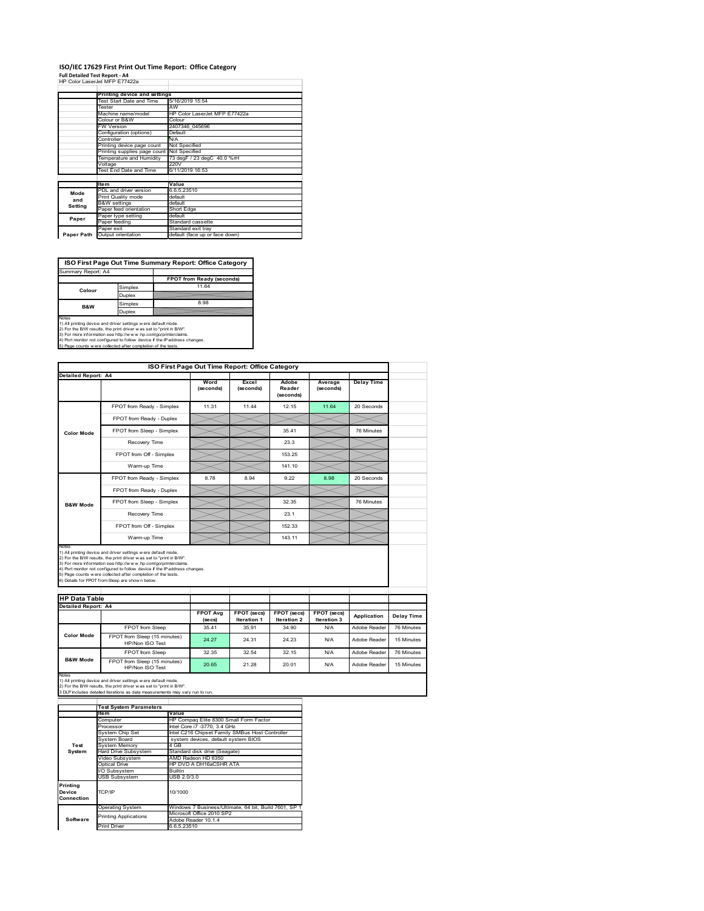# ISO/IEC 17629 First Print Out Time Report: Office Category

**Full Detailed Test Report - A4**

HP Color LaserJet MFP E77422a

| | Printing device and settings | |
|---|---|---|
| | Test Start Date and Time | 5/16/2019 15:54 |
| | Tester | AW |
| | Machine name/model | HP Color LaserJet MFP E77422a |
| | Colour or B&W | Colour |
| | FW Version | 2407346_045696 |
| | Configuration (options) | Default |
| | Controller | N/A |
| | Printing device page count | Not Specified |
| | Printing supplies page count | Not Specified |
| | Temperature and Humidity | 73 degF / 23 degC 40.0 %rH |
| | Voltage | 220V |
| | Test End Date and Time | 6/11/2019 16:53 |

| | Item | Value |
|---|---|---|
| Mode and Setting | PDL and driver version | 6.6.5.23510 |
| | Print Quality mode | default |
| | B&W settings | default |
| | Paper feed orientation | Short Edge |
| Paper | Paper type setting | default |
| | Paper feeding | Standard cassette |
| | Paper exit | Standard exit tray |
| Paper Path | Output orientation | default (face up or face down) |

## ISO First Page Out Time Summary Report: Office Category

Summary Report: A4

| | | FPOT from Ready (seconds) |
|---|---|---|
| Colour | Simplex | 11.64 |
| | Duplex | |
| B&W | Simplex | 8.98 |
| | Duplex | |

Notes
1) All printing device and driver settings were default mode.
2) For the B/W results, the print driver was set to "print in B/W".
3) For more information see http://www.hp.com/go/printerclaims.
4) Port monitor not configured to follow device if the IP address changes.
5) Page counts were collected after completion of the tests.

## ISO First Page Out Time Report: Office Category

Detailed Report: A4

| | | Word (seconds) | Excel (seconds) | Adobe Reader (seconds) | Average (seconds) | Delay Time |
|---|---|---|---|---|---|---|
| Color Mode | FPOT from Ready - Simplex | 11.31 | 11.44 | 12.15 | 11.64 | 20 Seconds |
| | FPOT from Ready - Duplex | | | | | |
| | FPOT from Sleep - Simplex | | | 35.41 | | 76 Minutes |
| | Recovery Time | | | 23.3 | | |
| | FPOT from Off - Simplex | | | 153.25 | | |
| | Warm-up Time | | | 141.10 | | |
| B&W Mode | FPOT from Ready - Simplex | 8.78 | 8.94 | 9.22 | 8.98 | 20 Seconds |
| | FPOT from Ready - Duplex | | | | | |
| | FPOT from Sleep - Simplex | | | 32.35 | | 76 Minutes |
| | Recovery Time | | | 23.1 | | |
| | FPOT from Off - Simplex | | | 152.33 | | |
| | Warm-up Time | | | 143.11 | | |

Notes
1) All printing device and driver settings were default mode.
2) For the B/W results, the print driver was set to "print in B/W".
3) For more information see http://www.hp.com/go/printerclaims.
4) Port monitor not configured to follow device if the IP address changes.
5) Page counts were collected after completion of the tests.
6) Details for FPOT from Sleep are shown below.

## HP Data Table

Detailed Report: A4

| | | FPOT Avg (secs) | FPOT (secs) Iteration 1 | FPOT (secs) Iteration 2 | FPOT (secs) Iteration 3 | Application | Delay Time |
|---|---|---|---|---|---|---|---|
| Color Mode | FPOT from Sleep | 35.41 | 35.91 | 34.90 | N/A | Adobe Reader | 76 Minutes |
| | FPOT from Sleep (15 minutes) HP/Non ISO Test | 24.27 | 24.31 | 24.23 | N/A | Adobe Reader | 15 Minutes |
| B&W Mode | FPOT from Sleep | 32.35 | 32.54 | 32.15 | N/A | Adobe Reader | 76 Minutes |
| | FPOT from Sleep (15 minutes) HP/Non ISO Test | 20.65 | 21.28 | 20.01 | N/A | Adobe Reader | 15 Minutes |

Notes
1) All printing device and driver settings were default mode.
2) For the B/W results, the print driver was set to "print in B/W".
3 DLP includes detailed iterations as data measurements may vary run to run.

| | Test System Parameters | |
|---|---|---|
| | Item | Value |
| Test System | Computer | HP Compaq Elite 8300 Small Form Factor |
| | Processor | Intel Core i7 -3770, 3.4 GHz |
| | System Chip Set | Intel C216 Chipset Family SMBus Host Controller |
| | System Board | system devices, default system BIOS |
| | System Memory | 4 GB |
| | Hard Drive Subsystem | Standard disk drive (Seagate) |
| | Video Subsystem | AMD Radeon HD 6350 |
| | Optical Drive | HP DVD A DH16aCSHR ATA |
| | I/O Subsystem | Builtin |
| | USB Subsystem | USB 2.0/3.0 |
| Printing Device Connection | TCP/IP | 10/1000 |
| Software | Operating System | Windows 7 Business/Ultimate, 64 bit, Build 7601, SP 1 |
| | Printing Applications | Microsoft Office 2010 SP2 |
| | | Adobe Reader 10.1.4 |
| | Print Driver | 6.6.5.23510 |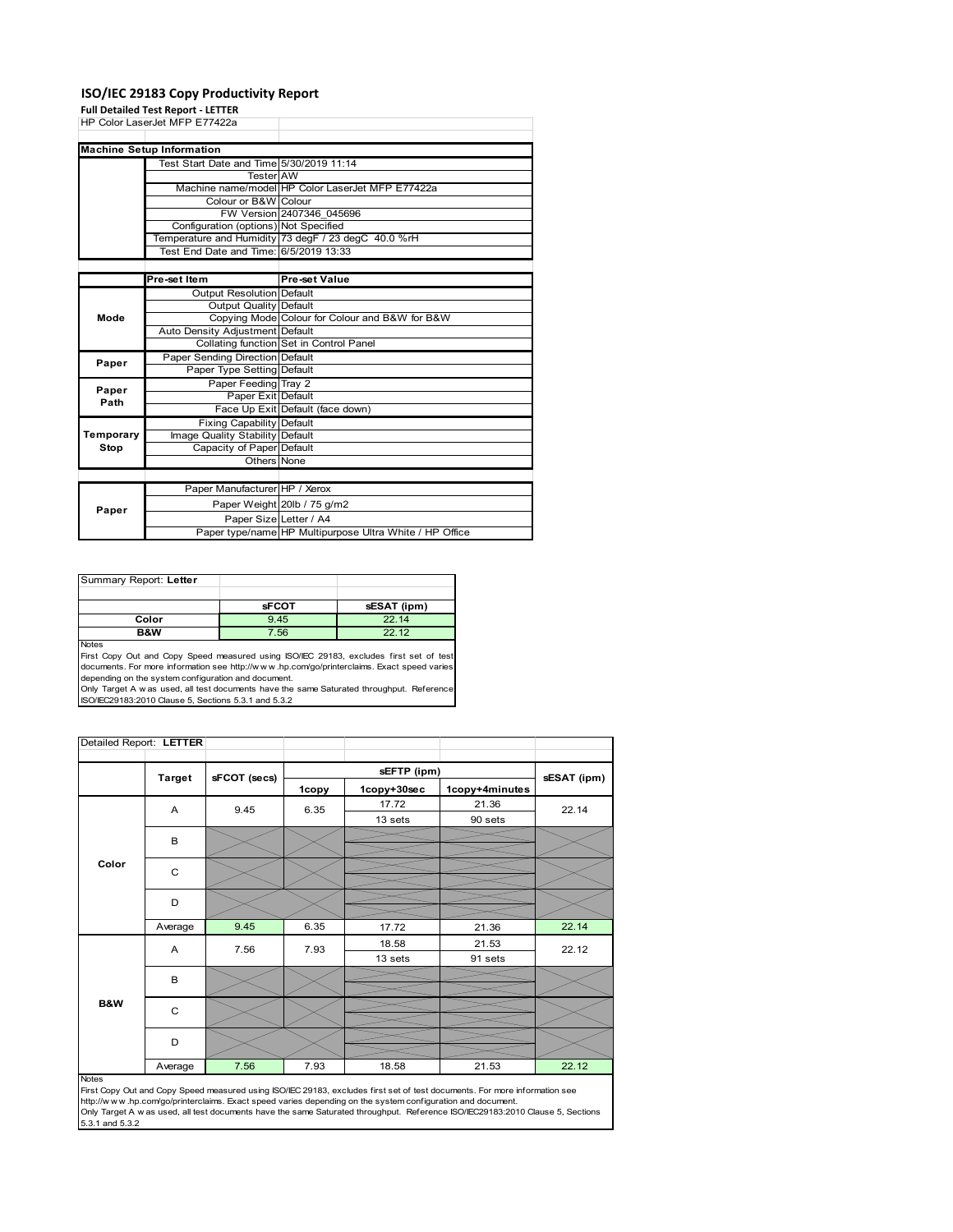# ISO/IEC 29183 Copy Productivity Report

**Full Detailed Test Report - LETTER**

HP Color LaserJet MFP E77422a

| | | |
|---|---|---|
| **Machine Setup Information** | | |
| | Test Start Date and Time | 5/30/2019 11:14 |
| | Tester | AW |
| | Machine name/model | HP Color LaserJet MFP E77422a |
| | Colour or B&W | Colour |
| | FW Version | 2407346_045696 |
| | Configuration (options) | Not Specified |
| | Temperature and Humidity | 73 degF / 23 degC 40.0 %rH |
| | Test End Date and Time: | 6/5/2019 13:33 |
| | **Pre-set Item** | **Pre-set Value** |
| Mode | Output Resolution | Default |
| | Output Quality | Default |
| | Copying Mode | Colour for Colour and B&W for B&W |
| | Auto Density Adjustment | Default |
| | Collating function | Set in Control Panel |
| Paper | Paper Sending Direction | Default |
| | Paper Type Setting | Default |
| Paper Path | Paper Feeding | Tray 2 |
| | Paper Exit | Default |
| | Face Up Exit | Default (face down) |
| Temporary Stop | Fixing Capability | Default |
| | Image Quality Stability | Default |
| | Capacity of Paper | Default |
| | Others | None |
| Paper | Paper Manufacturer | HP / Xerox |
| | Paper Weight | 20lb / 75 g/m2 |
| | Paper Size | Letter / A4 |
| | Paper type/name | HP Multipurpose Ultra White / HP Office |

Summary Report: **Letter**

| | sFCOT | sESAT (ipm) |
|---|---|---|
| **Color** | 9.45 | 22.14 |
| **B&W** | 7.56 | 22.12 |

Notes
First Copy Out and Copy Speed measured using ISO/IEC 29183, excludes first set of test documents. For more information see http://www.hp.com/go/printerclaims. Exact speed varies depending on the system configuration and document.
Only Target A was used, all test documents have the same Saturated throughput. Reference ISO/IEC29183:2010 Clause 5, Sections 5.3.1 and 5.3.2

Detailed Report: **LETTER**

| | Target | sFCOT (secs) | sEFTP (ipm) | | | sESAT (ipm) |
|---|---|---|---|---|---|---|
| | | | 1copy | 1copy+30sec | 1copy+4minutes | |
| Color | A | 9.45 | 6.35 | 17.72<br>13 sets | 21.36<br>90 sets | 22.14 |
| | B | | | | | |
| | C | | | | | |
| | D | | | | | |
| | Average | 9.45 | 6.35 | 17.72 | 21.36 | 22.14 |
| B&W | A | 7.56 | 7.93 | 18.58<br>13 sets | 21.53<br>91 sets | 22.12 |
| | B | | | | | |
| | C | | | | | |
| | D | | | | | |
| | Average | 7.56 | 7.93 | 18.58 | 21.53 | 22.12 |

Notes
First Copy Out and Copy Speed measured using ISO/IEC 29183, excludes first set of test documents. For more information see http://www.hp.com/go/printerclaims. Exact speed varies depending on the system configuration and document.
Only Target A was used, all test documents have the same Saturated throughput. Reference ISO/IEC29183:2010 Clause 5, Sections 5.3.1 and 5.3.2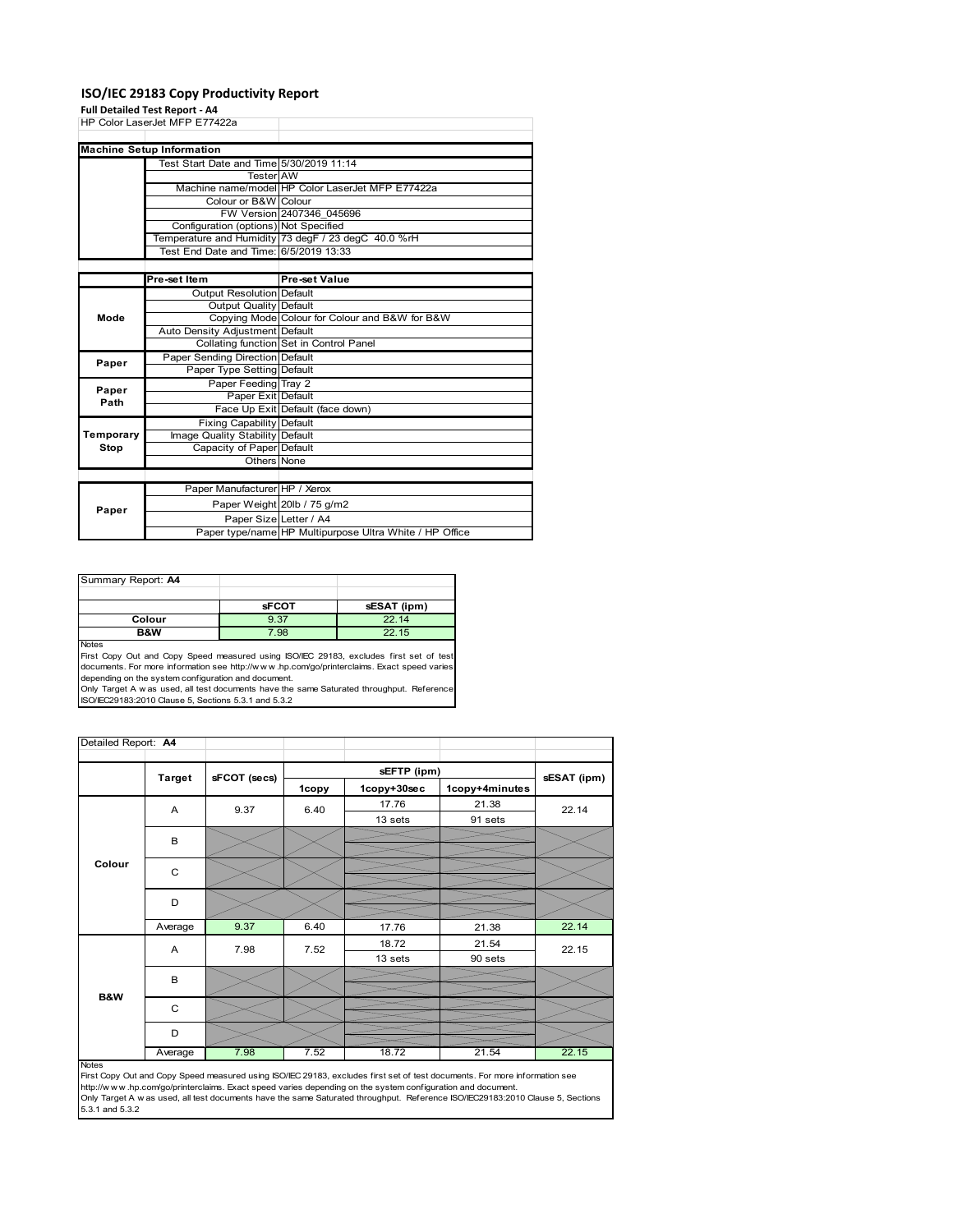# ISO/IEC 29183 Copy Productivity Report

**Full Detailed Test Report - A4**

HP Color LaserJet MFP E77422a

| | | |
|---|---|---|
| **Machine Setup Information** | | |
| | Test Start Date and Time | 5/30/2019 11:14 |
| | Tester | AW |
| | Machine name/model | HP Color LaserJet MFP E77422a |
| | Colour or B&W | Colour |
| | FW Version | 2407346_045696 |
| | Configuration (options) | Not Specified |
| | Temperature and Humidity | 73 degF / 23 degC 40.0 %rH |
| | Test End Date and Time: | 6/5/2019 13:33 |
| | **Pre-set Item** | **Pre-set Value** |
| **Mode** | Output Resolution | Default |
| | Output Quality | Default |
| | Copying Mode | Colour for Colour and B&W for B&W |
| | Auto Density Adjustment | Default |
| | Collating function | Set in Control Panel |
| **Paper** | Paper Sending Direction | Default |
| | Paper Type Setting | Default |
| **Paper Path** | Paper Feeding | Tray 2 |
| | Paper Exit | Default |
| | Face Up Exit | Default (face down) |
| **Temporary Stop** | Fixing Capability | Default |
| | Image Quality Stability | Default |
| | Capacity of Paper | Default |
| | Others | None |
| **Paper** | Paper Manufacturer | HP / Xerox |
| | Paper Weight | 20lb / 75 g/m2 |
| | Paper Size | Letter / A4 |
| | Paper type/name | HP Multipurpose Ultra White / HP Office |

Summary Report: **A4**

| | sFCOT | sESAT (ipm) |
|---|---|---|
| **Colour** | 9.37 | 22.14 |
| **B&W** | 7.98 | 22.15 |

Notes

First Copy Out and Copy Speed measured using ISO/IEC 29183, excludes first set of test documents. For more information see http://www.hp.com/go/printerclaims. Exact speed varies depending on the system configuration and document.

Only Target A was used, all test documents have the same Saturated throughput. Reference ISO/IEC29183:2010 Clause 5, Sections 5.3.1 and 5.3.2

Detailed Report: **A4**

| | Target | sFCOT (secs) | sEFTP (ipm) 1copy | sEFTP (ipm) 1copy+30sec | sEFTP (ipm) 1copy+4minutes | sESAT (ipm) |
|---|---|---|---|---|---|---|
| **Colour** | A | 9.37 | 6.40 | 17.76<br>13 sets | 21.38<br>91 sets | 22.14 |
| | B | | | | | |
| | C | | | | | |
| | D | | | | | |
| | Average | 9.37 | 6.40 | 17.76 | 21.38 | 22.14 |
| **B&W** | A | 7.98 | 7.52 | 18.72<br>13 sets | 21.54<br>90 sets | 22.15 |
| | B | | | | | |
| | C | | | | | |
| | D | | | | | |
| | Average | 7.98 | 7.52 | 18.72 | 21.54 | 22.15 |

Notes

First Copy Out and Copy Speed measured using ISO/IEC 29183, excludes first set of test documents. For more information see http://www.hp.com/go/printerclaims. Exact speed varies depending on the system configuration and document.

Only Target A was used, all test documents have the same Saturated throughput. Reference ISO/IEC29183:2010 Clause 5, Sections 5.3.1 and 5.3.2